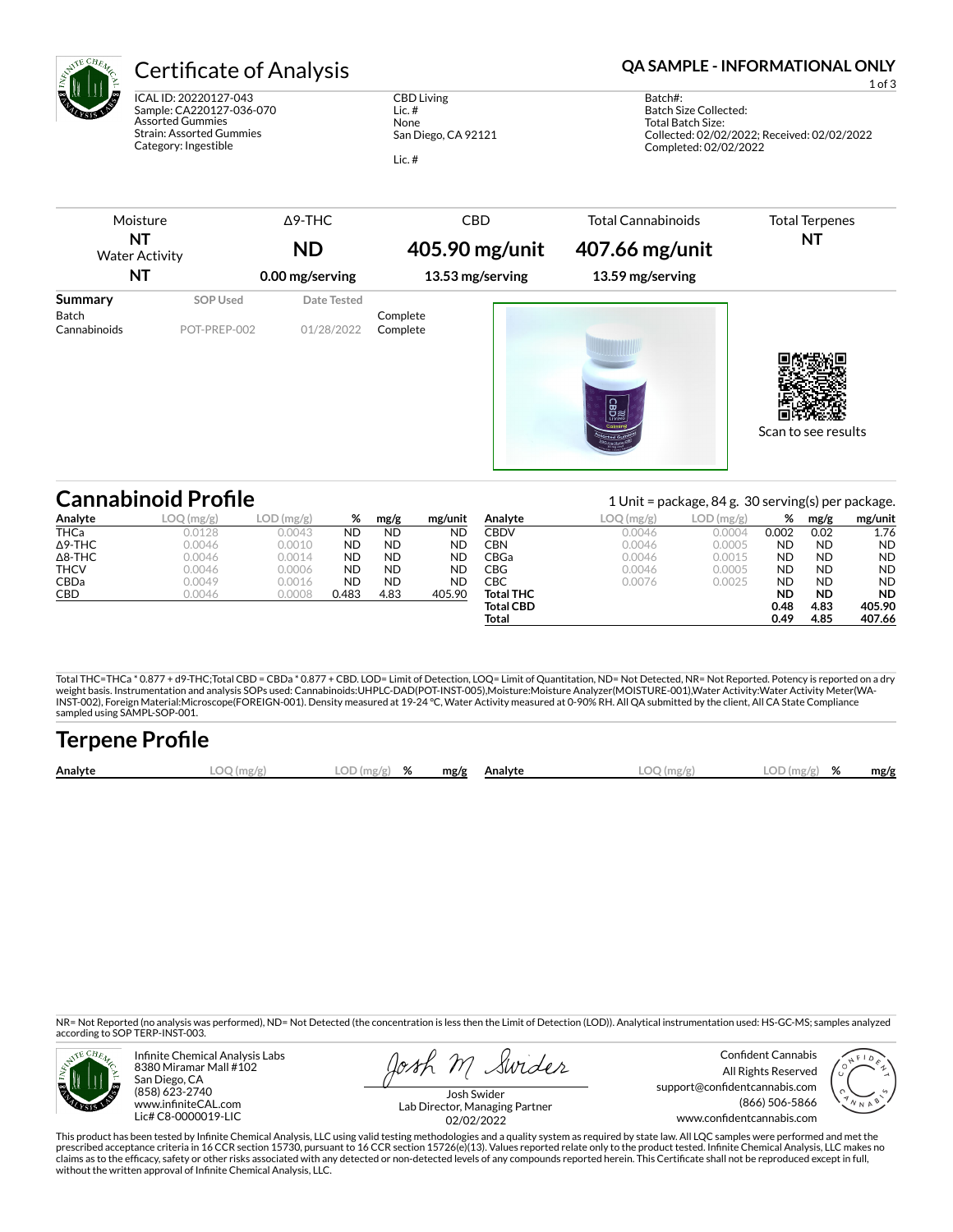# Certificate of Analysis

**QA SAMPLE - INFORMATIONAL ONLY**

ICAL ID: 20220127-043
Sample: CA220127-036-070
Assorted Gummies
Strain: Assorted Gummies
Category: Ingestible

CBD Living
Lic. #
None
San Diego, CA 92121

Lic. #

Batch#:
Batch Size Collected:
Total Batch Size:
Collected: 02/02/2022; Received: 02/02/2022
Completed: 02/02/2022

| Moisture | Δ9-THC | CBD | Total Cannabinoids | Total Terpenes |
|---|---|---|---|---|
| **NT** | **ND** | **405.90 mg/unit** | **407.66 mg/unit** | **NT** |
| Water Activity **NT** | **0.00 mg/serving** | **13.53 mg/serving** | **13.59 mg/serving** | |

| Summary | SOP Used | Date Tested | |
|---|---|---|---|
| Batch | | | Complete |
| Cannabinoids | POT-PREP-002 | 01/28/2022 | Complete |

Scan to see results

## Cannabinoid Profile

1 Unit = package, 84 g. 30 serving(s) per package.

| Analyte | LOQ (mg/g) | LOD (mg/g) | % | mg/g | mg/unit |
|---|---|---|---|---|---|
| THCa | 0.0128 | 0.0043 | ND | ND | ND |
| Δ9-THC | 0.0046 | 0.0010 | ND | ND | ND |
| Δ8-THC | 0.0046 | 0.0014 | ND | ND | ND |
| THCV | 0.0046 | 0.0006 | ND | ND | ND |
| CBDa | 0.0049 | 0.0016 | ND | ND | ND |
| CBD | 0.0046 | 0.0008 | 0.483 | 4.83 | 405.90 |
| CBDV | 0.0046 | 0.0004 | 0.002 | 0.02 | 1.76 |
| CBN | 0.0046 | 0.0005 | ND | ND | ND |
| CBGa | 0.0046 | 0.0015 | ND | ND | ND |
| CBG | 0.0046 | 0.0005 | ND | ND | ND |
| CBC | 0.0076 | 0.0025 | ND | ND | ND |
| **Total THC** | | | **ND** | **ND** | **ND** |
| **Total CBD** | | | **0.48** | **4.83** | **405.90** |
| **Total** | | | **0.49** | **4.85** | **407.66** |

Total THC=THCa * 0.877 + d9-THC;Total CBD = CBDa * 0.877 + CBD. LOD= Limit of Detection, LOQ= Limit of Quantitation, ND= Not Detected, NR= Not Reported. Potency is reported on a dry weight basis. Instrumentation and analysis SOPs used: Cannabinoids:UHPLC-DAD(POT-INST-005),Moisture:Moisture Analyzer(MOISTURE-001),Water Activity:Water Activity Meter(WA-INST-002), Foreign Material:Microscope(FOREIGN-001). Density measured at 19-24 °C, Water Activity measured at 0-90% RH. All QA submitted by the client, All CA State Compliance sampled using SAMPL-SOP-001.

## Terpene Profile

| Analyte | LOQ (mg/g) | LOD (mg/g) | % | mg/g | Analyte | LOQ (mg/g) | LOD (mg/g) | % | mg/g |
|---|---|---|---|---|---|---|---|---|---|

NR= Not Reported (no analysis was performed), ND= Not Detected (the concentration is less then the Limit of Detection (LOD)). Analytical instrumentation used: HS-GC-MS; samples analyzed according to SOP TERP-INST-003.

Infinite Chemical Analysis Labs
8380 Miramar Mall #102
San Diego, CA
(858) 623-2740
www.infiniteCAL.com
Lic# C8-0000019-LIC

Josh Swider
Lab Director, Managing Partner
02/02/2022

Confident Cannabis
All Rights Reserved
support@confidentcannabis.com
(866) 506-5866
www.confidentcannabis.com

This product has been tested by Infinite Chemical Analysis, LLC using valid testing methodologies and a quality system as required by state law. All LQC samples were performed and met the prescribed acceptance criteria in 16 CCR section 15730, pursuant to 16 CCR section 15726(e)(13). Values reported relate only to the product tested. Infinite Chemical Analysis, LLC makes no claims as to the efficacy, safety or other risks associated with any detected or non-detected levels of any compounds reported herein. This Certificate shall not be reproduced except in full, without the written approval of Infinite Chemical Analysis, LLC.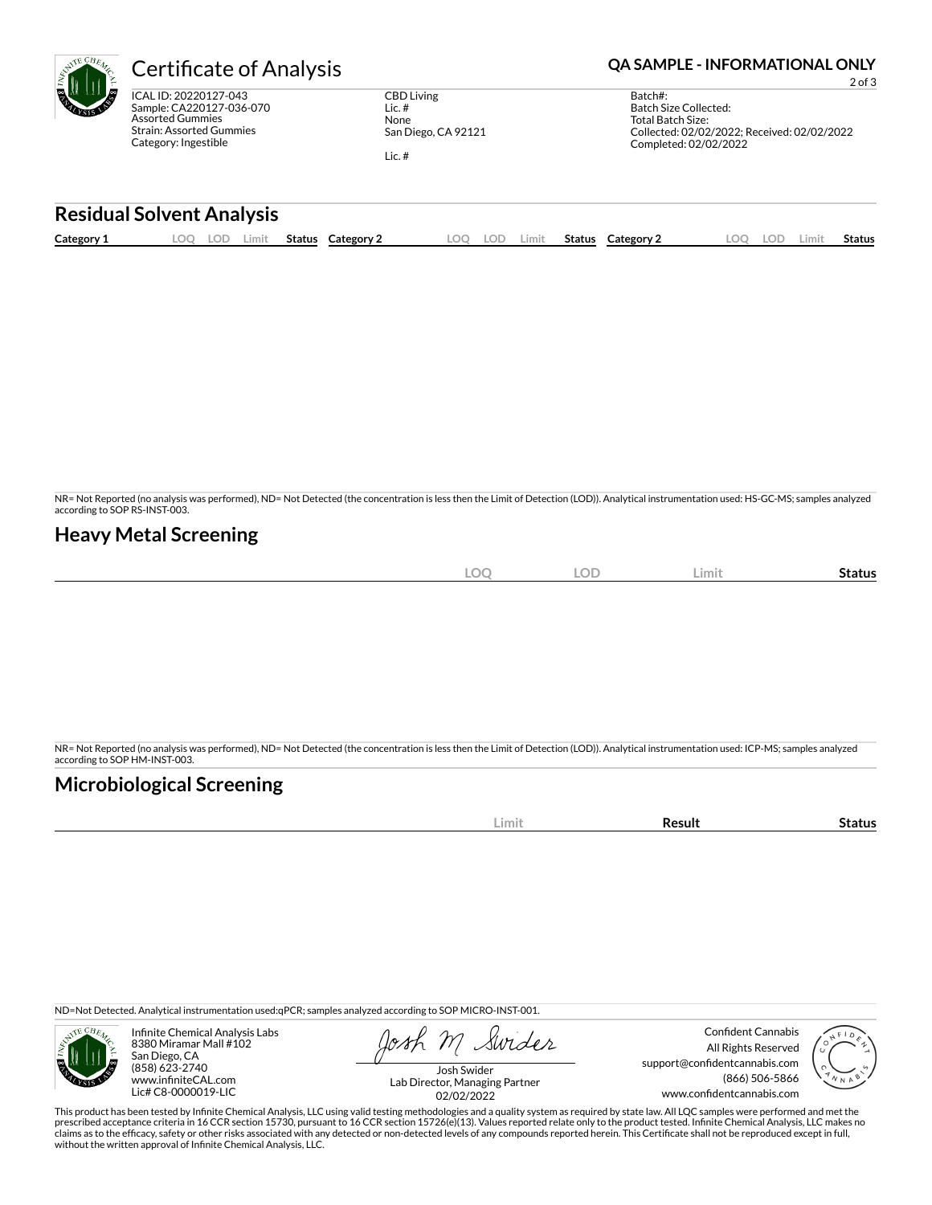# Certificate of Analysis

**QA SAMPLE - INFORMATIONAL ONLY**

ICAL ID: 20220127-043
Sample: CA220127-036-070
Assorted Gummies
Strain: Assorted Gummies
Category: Ingestible

CBD Living
Lic. #
None
San Diego, CA 92121

Lic. #

Batch#:
Batch Size Collected:
Total Batch Size:
Collected: 02/02/2022; Received: 02/02/2022
Completed: 02/02/2022

## Residual Solvent Analysis

| Category 1 | LOQ | LOD | Limit | Status | Category 2 | LOQ | LOD | Limit | Status | Category 2 | LOQ | LOD | Limit | Status |
|---|---|---|---|---|---|---|---|---|---|---|---|---|---|---|

NR= Not Reported (no analysis was performed), ND= Not Detected (the concentration is less then the Limit of Detection (LOD)). Analytical instrumentation used: HS-GC-MS; samples analyzed according to SOP RS-INST-003.

## Heavy Metal Screening

| | LOQ | LOD | Limit | Status |
|---|---|---|---|---|

NR= Not Reported (no analysis was performed), ND= Not Detected (the concentration is less then the Limit of Detection (LOD)). Analytical instrumentation used: ICP-MS; samples analyzed according to SOP HM-INST-003.

## Microbiological Screening

| | Limit | Result | Status |
|---|---|---|---|

ND=Not Detected. Analytical instrumentation used:qPCR; samples analyzed according to SOP MICRO-INST-001.

Infinite Chemical Analysis Labs
8380 Miramar Mall #102
San Diego, CA
(858) 623-2740
www.infiniteCAL.com
Lic# C8-0000019-LIC

Josh Swider
Lab Director, Managing Partner
02/02/2022

Confident Cannabis
All Rights Reserved
support@confidentcannabis.com
(866) 506-5866
www.confidentcannabis.com

This product has been tested by Infinite Chemical Analysis, LLC using valid testing methodologies and a quality system as required by state law. All LQC samples were performed and met the prescribed acceptance criteria in 16 CCR section 15730, pursuant to 16 CCR section 15726(e)(13). Values reported relate only to the product tested. Infinite Chemical Analysis, LLC makes no claims as to the efficacy, safety or other risks associated with any detected or non-detected levels of any compounds reported herein. This Certificate shall not be reproduced except in full, without the written approval of Infinite Chemical Analysis, LLC.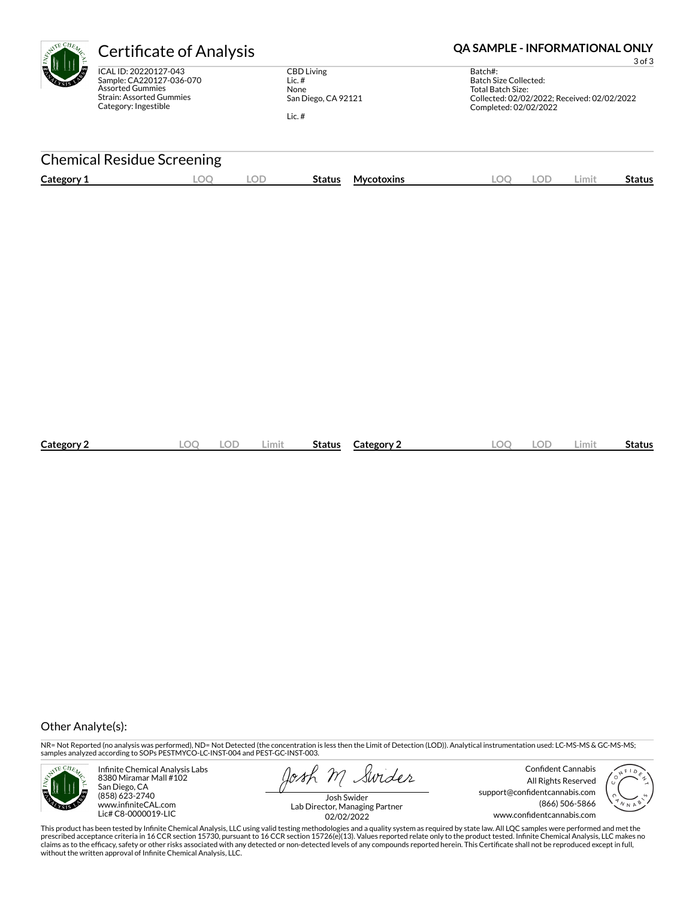# Certificate of Analysis

**QA SAMPLE - INFORMATIONAL ONLY**

ICAL ID: 20220127-043
Sample: CA220127-036-070
Assorted Gummies
Strain: Assorted Gummies
Category: Ingestible

CBD Living
Lic. #
None
San Diego, CA 92121

Lic. #

Batch#:
Batch Size Collected:
Total Batch Size:
Collected: 02/02/2022; Received: 02/02/2022
Completed: 02/02/2022

## Chemical Residue Screening

| Category 1 | LOQ | LOD | Status |
|---|---|---|---|

| Mycotoxins | LOQ | LOD | Limit | Status |
|---|---|---|---|---|

| Category 2 | LOQ | LOD | Limit | Status |
|---|---|---|---|---|

| Category 2 | LOQ | LOD | Limit | Status |
|---|---|---|---|---|

Other Analyte(s):

NR= Not Reported (no analysis was performed), ND= Not Detected (the concentration is less then the Limit of Detection (LOD)). Analytical instrumentation used: LC-MS-MS & GC-MS-MS; samples analyzed according to SOPs PESTMYCO-LC-INST-004 and PEST-GC-INST-003.

Infinite Chemical Analysis Labs
8380 Miramar Mall #102
San Diego, CA
(858) 623-2740
www.infiniteCAL.com
Lic# C8-0000019-LIC

Josh Swider
Lab Director, Managing Partner
02/02/2022

Confident Cannabis
All Rights Reserved
support@confidentcannabis.com
(866) 506-5866
www.confidentcannabis.com

This product has been tested by Infinite Chemical Analysis, LLC using valid testing methodologies and a quality system as required by state law. All LQC samples were performed and met the prescribed acceptance criteria in 16 CCR section 15730, pursuant to 16 CCR section 15726(e)(13). Values reported relate only to the product tested. Infinite Chemical Analysis, LLC makes no claims as to the efficacy, safety or other risks associated with any detected or non-detected levels of any compounds reported herein. This Certificate shall not be reproduced except in full, without the written approval of Infinite Chemical Analysis, LLC.